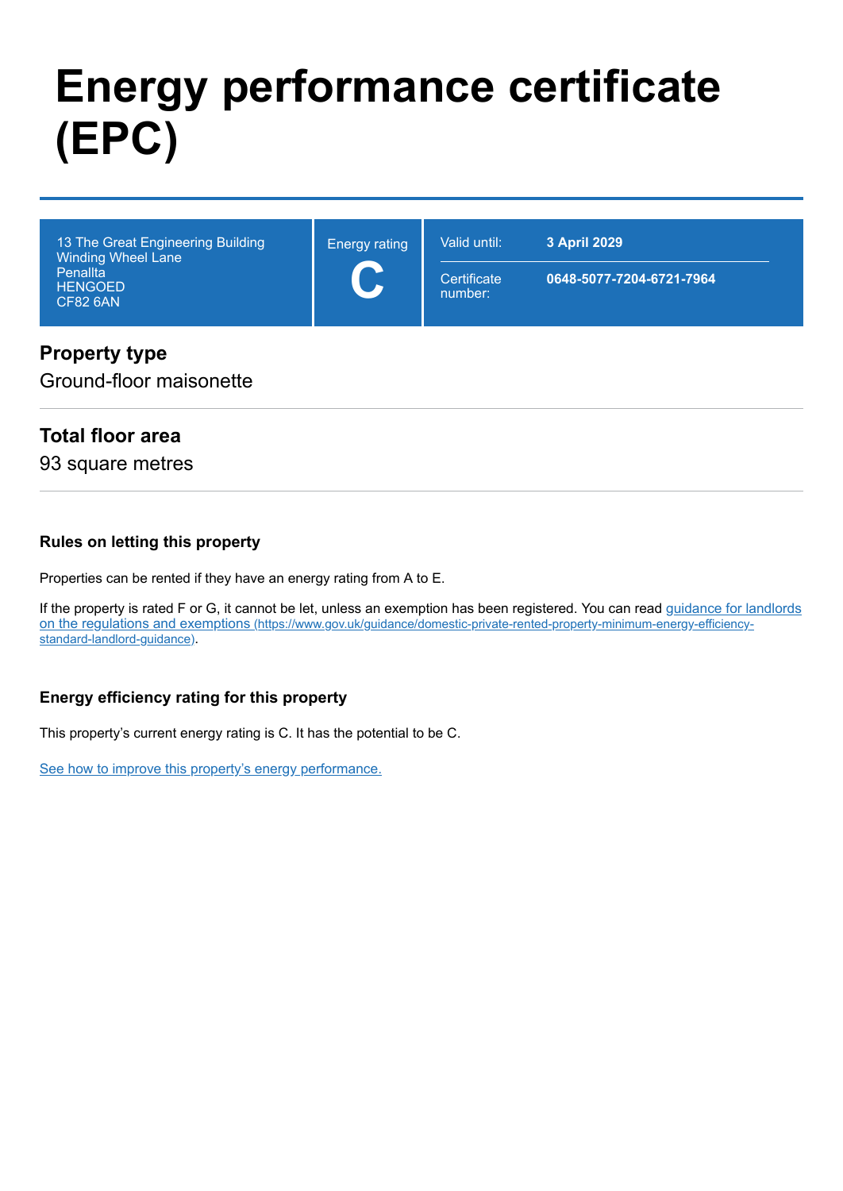# Energy performance certificate (EPC)

| 13 The Great Engineering Building<br>Winding Wheel Lane<br>Penallta<br>HENGOED<br>CF82 6AN | Energy rating<br>**C** | Valid until: **3 April 2029**<br>Certificate number: **0648-5077-7204-6721-7964** |
|---|---|---|

## Property type

Ground-floor maisonette

## Total floor area

93 square metres

### Rules on letting this property

Properties can be rented if they have an energy rating from A to E.

If the property is rated F or G, it cannot be let, unless an exemption has been registered. You can read [guidance for landlords on the regulations and exemptions (https://www.gov.uk/guidance/domestic-private-rented-property-minimum-energy-efficiency-standard-landlord-guidance)](https://www.gov.uk/guidance/domestic-private-rented-property-minimum-energy-efficiency-standard-landlord-guidance).

### Energy efficiency rating for this property

This property's current energy rating is C. It has the potential to be C.

See how to improve this property's energy performance.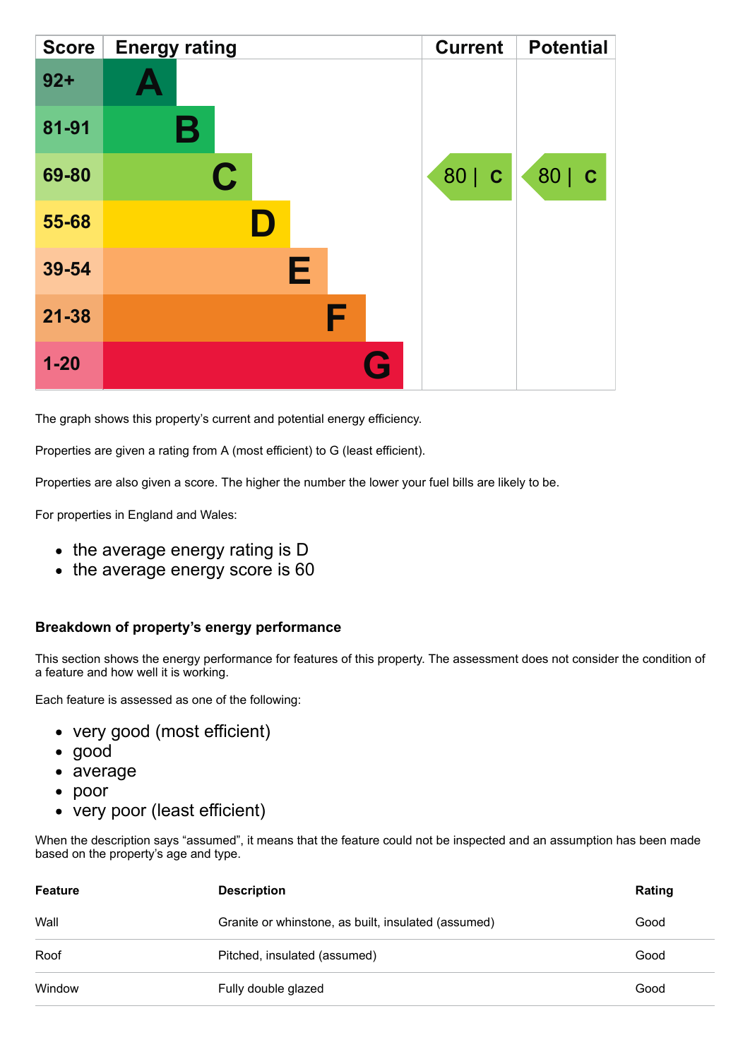| Score | Energy rating | Current | Potential |
|---|---|---|---|
| 92+ | A | | |
| 81-91 | B | | |
| 69-80 | C | 80 \| C | 80 \| C |
| 55-68 | D | | |
| 39-54 | E | | |
| 21-38 | F | | |
| 1-20 | G | | |

The graph shows this property's current and potential energy efficiency.

Properties are given a rating from A (most efficient) to G (least efficient).

Properties are also given a score. The higher the number the lower your fuel bills are likely to be.

For properties in England and Wales:

- the average energy rating is D
- the average energy score is 60

### Breakdown of property's energy performance

This section shows the energy performance for features of this property. The assessment does not consider the condition of a feature and how well it is working.

Each feature is assessed as one of the following:

- very good (most efficient)
- good
- average
- poor
- very poor (least efficient)

When the description says "assumed", it means that the feature could not be inspected and an assumption has been made based on the property's age and type.

| Feature | Description | Rating |
|---|---|---|
| Wall | Granite or whinstone, as built, insulated (assumed) | Good |
| Roof | Pitched, insulated (assumed) | Good |
| Window | Fully double glazed | Good |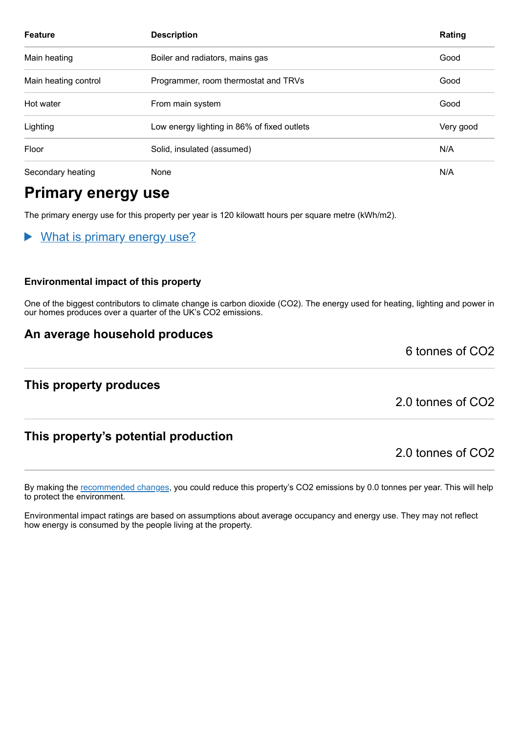| Feature | Description | Rating |
| --- | --- | --- |
| Main heating | Boiler and radiators, mains gas | Good |
| Main heating control | Programmer, room thermostat and TRVs | Good |
| Hot water | From main system | Good |
| Lighting | Low energy lighting in 86% of fixed outlets | Very good |
| Floor | Solid, insulated (assumed) | N/A |
| Secondary heating | None | N/A |

# Primary energy use

The primary energy use for this property per year is 120 kilowatt hours per square metre (kWh/m2).

▶ What is primary energy use?

### Environmental impact of this property

One of the biggest contributors to climate change is carbon dioxide ($CO_2$). The energy used for heating, lighting and power in our homes produces over a quarter of the UK's $CO_2$ emissions.

## An average household produces

6 tonnes of $CO_2$

## This property produces

2.0 tonnes of $CO_2$

## This property's potential production

2.0 tonnes of $CO_2$

By making the recommended changes, you could reduce this property's $CO_2$ emissions by 0.0 tonnes per year. This will help to protect the environment.

Environmental impact ratings are based on assumptions about average occupancy and energy use. They may not reflect how energy is consumed by the people living at the property.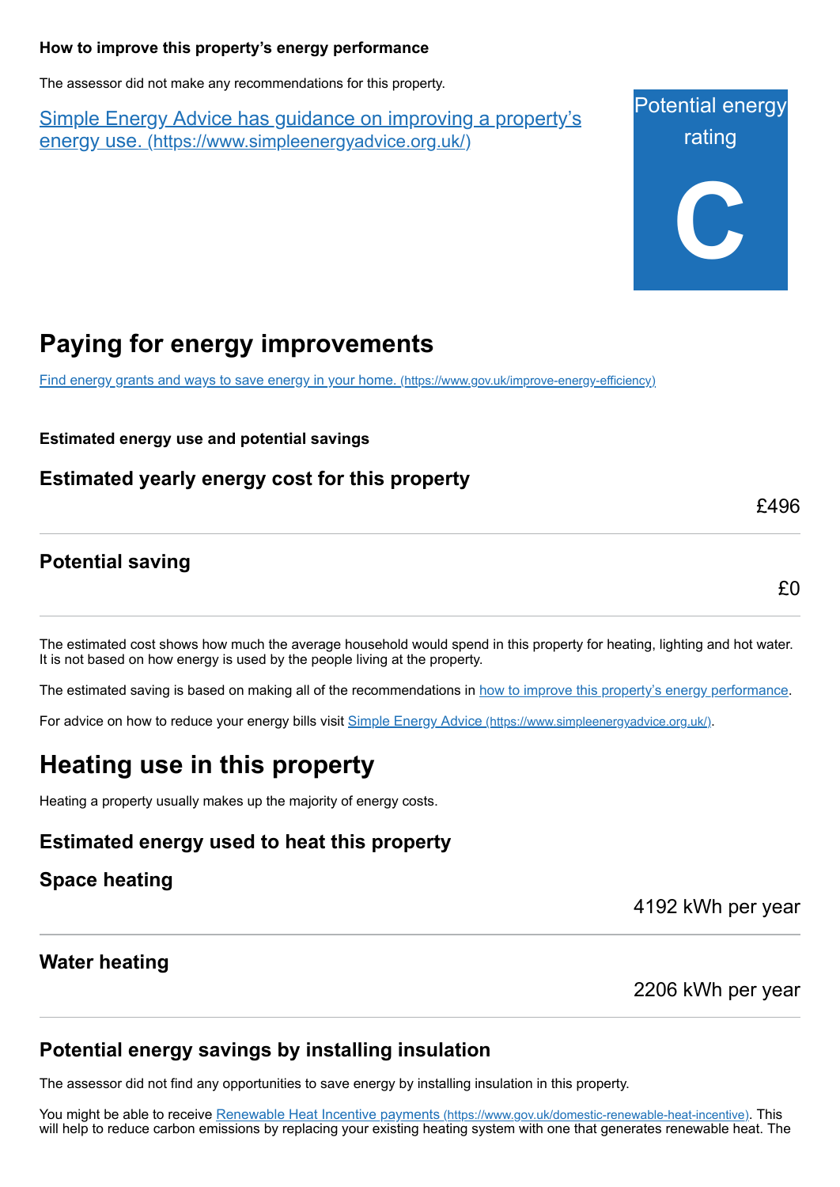### How to improve this property's energy performance

The assessor did not make any recommendations for this property.

[Simple Energy Advice has guidance on improving a property's energy use. (https://www.simpleenergyadvice.org.uk/)](https://www.simpleenergyadvice.org.uk/)

Potential energy rating

**C**

# Paying for energy improvements

[Find energy grants and ways to save energy in your home. (https://www.gov.uk/improve-energy-efficiency)](https://www.gov.uk/improve-energy-efficiency)

**Estimated energy use and potential savings**

### Estimated yearly energy cost for this property

£496

### Potential saving

£0

The estimated cost shows how much the average household would spend in this property for heating, lighting and hot water. It is not based on how energy is used by the people living at the property.

The estimated saving is based on making all of the recommendations in how to improve this property's energy performance.

For advice on how to reduce your energy bills visit [Simple Energy Advice (https://www.simpleenergyadvice.org.uk/)](https://www.simpleenergyadvice.org.uk/).

# Heating use in this property

Heating a property usually makes up the majority of energy costs.

### Estimated energy used to heat this property

### Space heating

4192 kWh per year

### Water heating

2206 kWh per year

### Potential energy savings by installing insulation

The assessor did not find any opportunities to save energy by installing insulation in this property.

You might be able to receive [Renewable Heat Incentive payments (https://www.gov.uk/domestic-renewable-heat-incentive)](https://www.gov.uk/domestic-renewable-heat-incentive). This will help to reduce carbon emissions by replacing your existing heating system with one that generates renewable heat. The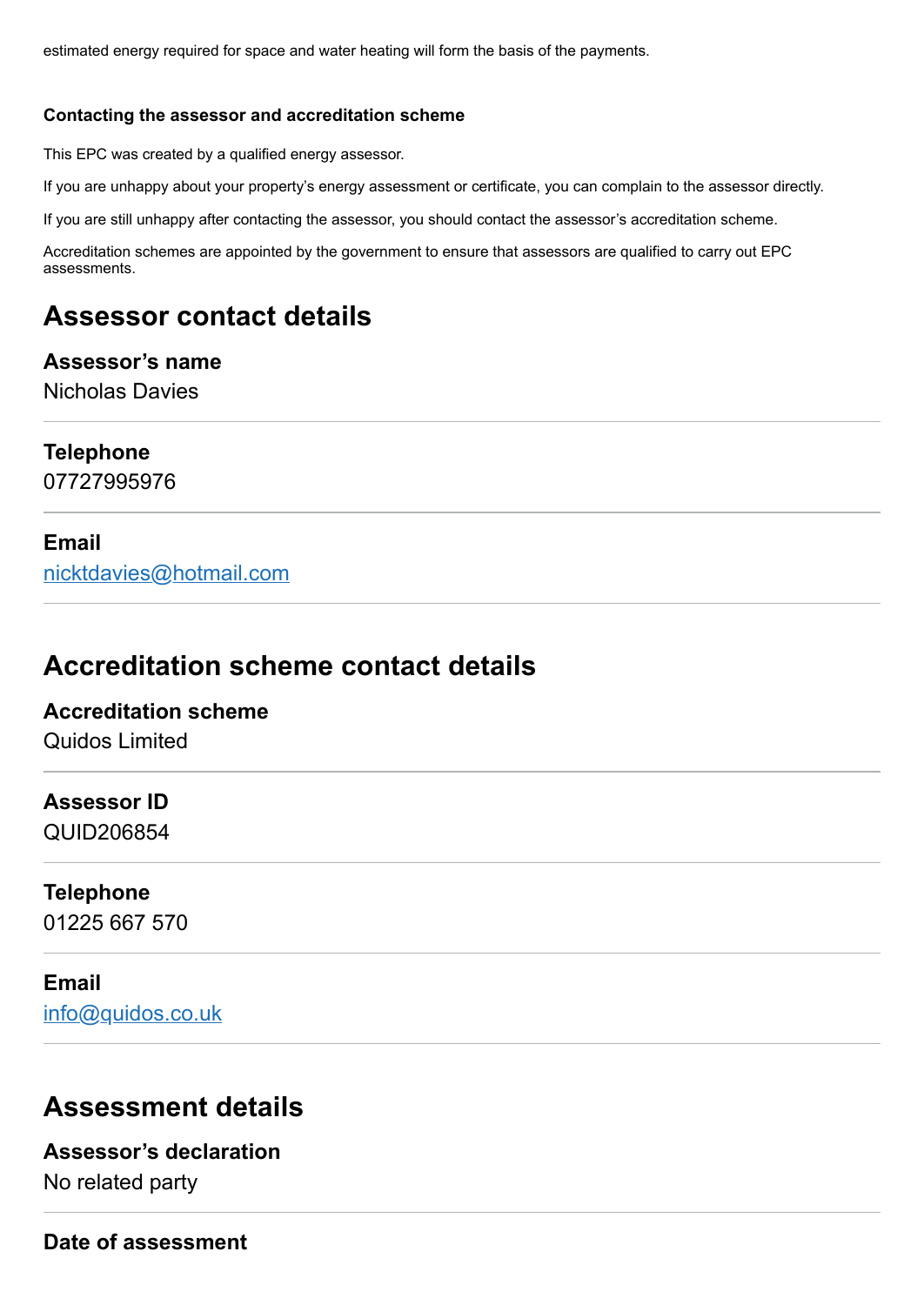estimated energy required for space and water heating will form the basis of the payments.

#### Contacting the assessor and accreditation scheme

This EPC was created by a qualified energy assessor.

If you are unhappy about your property's energy assessment or certificate, you can complain to the assessor directly.

If you are still unhappy after contacting the assessor, you should contact the assessor's accreditation scheme.

Accreditation schemes are appointed by the government to ensure that assessors are qualified to carry out EPC assessments.

## Assessor contact details

**Assessor's name**
Nicholas Davies

**Telephone**
07727995976

**Email**
nicktdavies@hotmail.com

## Accreditation scheme contact details

**Accreditation scheme**
Quidos Limited

**Assessor ID**
QUID206854

**Telephone**
01225 667 570

**Email**
info@quidos.co.uk

## Assessment details

**Assessor's declaration**
No related party

**Date of assessment**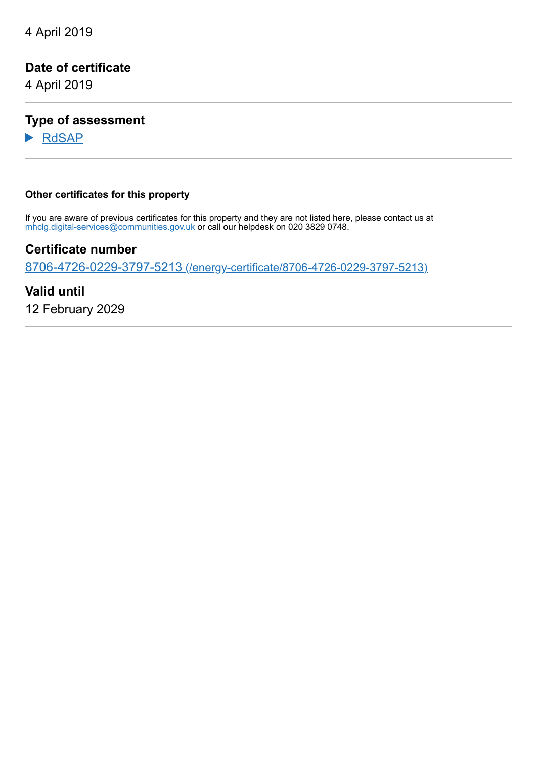4 April 2019

**Date of certificate**

4 April 2019

**Type of assessment**

▶ RdSAP

**Other certificates for this property**

If you are aware of previous certificates for this property and they are not listed here, please contact us at mhclg.digital-services@communities.gov.uk or call our helpdesk on 020 3829 0748.

**Certificate number**

8706-4726-0229-3797-5213 (/energy-certificate/8706-4726-0229-3797-5213)

**Valid until**

12 February 2029